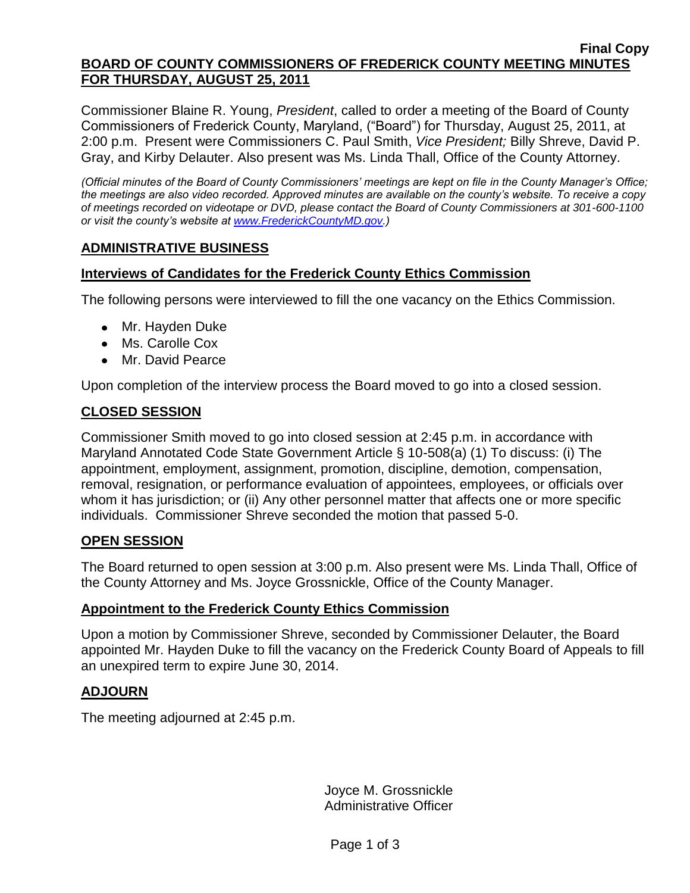**Final Copy**

# BOARD OF COUNTY COMMISSIONERS OF FREDERICK COUNTY MEETING MINUTES FOR THURSDAY, AUGUST 25, 2011

Commissioner Blaine R. Young, *President*, called to order a meeting of the Board of County Commissioners of Frederick County, Maryland, ("Board") for Thursday, August 25, 2011, at 2:00 p.m. Present were Commissioners C. Paul Smith, *Vice President;* Billy Shreve, David P. Gray, and Kirby Delauter. Also present was Ms. Linda Thall, Office of the County Attorney.

*(Official minutes of the Board of County Commissioners' meetings are kept on file in the County Manager's Office; the meetings are also video recorded. Approved minutes are available on the county's website. To receive a copy of meetings recorded on videotape or DVD, please contact the Board of County Commissioners at 301-600-1100 or visit the county's website at [www.FrederickCountyMD.gov](http://www.FrederickCountyMD.gov).)*

## ADMINISTRATIVE BUSINESS

### Interviews of Candidates for the Frederick County Ethics Commission

The following persons were interviewed to fill the one vacancy on the Ethics Commission.

- Mr. Hayden Duke
- Ms. Carolle Cox
- Mr. David Pearce

Upon completion of the interview process the Board moved to go into a closed session.

## CLOSED SESSION

Commissioner Smith moved to go into closed session at 2:45 p.m. in accordance with Maryland Annotated Code State Government Article § 10-508(a) (1) To discuss: (i) The appointment, employment, assignment, promotion, discipline, demotion, compensation, removal, resignation, or performance evaluation of appointees, employees, or officials over whom it has jurisdiction; or (ii) Any other personnel matter that affects one or more specific individuals. Commissioner Shreve seconded the motion that passed 5-0.

## OPEN SESSION

The Board returned to open session at 3:00 p.m. Also present were Ms. Linda Thall, Office of the County Attorney and Ms. Joyce Grossnickle, Office of the County Manager.

### Appointment to the Frederick County Ethics Commission

Upon a motion by Commissioner Shreve, seconded by Commissioner Delauter, the Board appointed Mr. Hayden Duke to fill the vacancy on the Frederick County Board of Appeals to fill an unexpired term to expire June 30, 2014.

## ADJOURN

The meeting adjourned at 2:45 p.m.

Joyce M. Grossnickle
Administrative Officer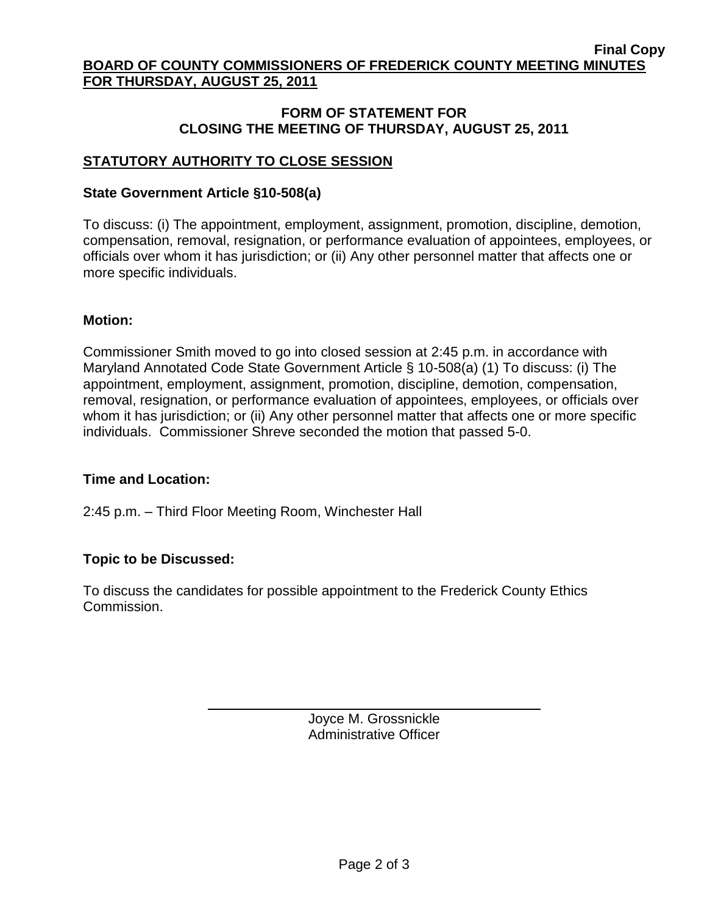**Final Copy**

**BOARD OF COUNTY COMMISSIONERS OF FREDERICK COUNTY MEETING MINUTES FOR THURSDAY, AUGUST 25, 2011**

## FORM OF STATEMENT FOR CLOSING THE MEETING OF THURSDAY, AUGUST 25, 2011

### STATUTORY AUTHORITY TO CLOSE SESSION

**State Government Article §10-508(a)**

To discuss: (i) The appointment, employment, assignment, promotion, discipline, demotion, compensation, removal, resignation, or performance evaluation of appointees, employees, or officials over whom it has jurisdiction; or (ii) Any other personnel matter that affects one or more specific individuals.

**Motion:**

Commissioner Smith moved to go into closed session at 2:45 p.m. in accordance with Maryland Annotated Code State Government Article § 10-508(a) (1) To discuss: (i) The appointment, employment, assignment, promotion, discipline, demotion, compensation, removal, resignation, or performance evaluation of appointees, employees, or officials over whom it has jurisdiction; or (ii) Any other personnel matter that affects one or more specific individuals. Commissioner Shreve seconded the motion that passed 5-0.

**Time and Location:**

2:45 p.m. – Third Floor Meeting Room, Winchester Hall

**Topic to be Discussed:**

To discuss the candidates for possible appointment to the Frederick County Ethics Commission.

Joyce M. Grossnickle
Administrative Officer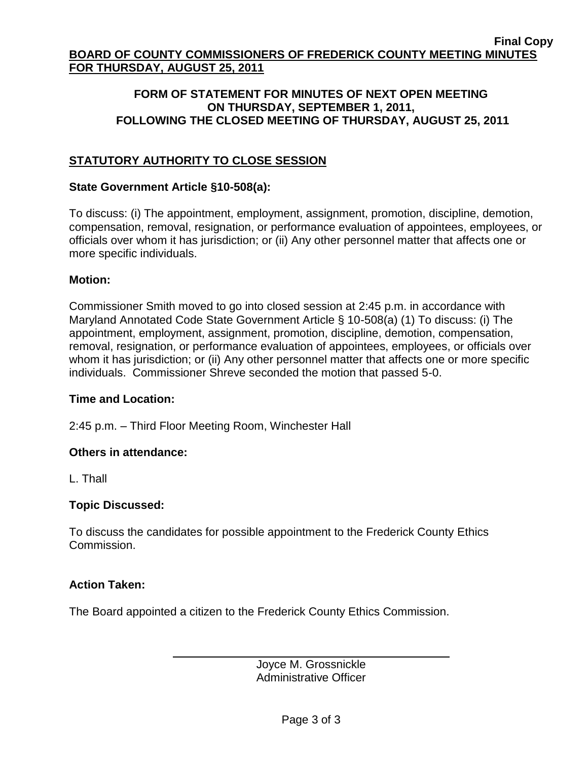**Final Copy**

**BOARD OF COUNTY COMMISSIONERS OF FREDERICK COUNTY MEETING MINUTES FOR THURSDAY, AUGUST 25, 2011**

**FORM OF STATEMENT FOR MINUTES OF NEXT OPEN MEETING ON THURSDAY, SEPTEMBER 1, 2011, FOLLOWING THE CLOSED MEETING OF THURSDAY, AUGUST 25, 2011**

## STATUTORY AUTHORITY TO CLOSE SESSION

### State Government Article §10-508(a):

To discuss: (i) The appointment, employment, assignment, promotion, discipline, demotion, compensation, removal, resignation, or performance evaluation of appointees, employees, or officials over whom it has jurisdiction; or (ii) Any other personnel matter that affects one or more specific individuals.

### Motion:

Commissioner Smith moved to go into closed session at 2:45 p.m. in accordance with Maryland Annotated Code State Government Article § 10-508(a) (1) To discuss: (i) The appointment, employment, assignment, promotion, discipline, demotion, compensation, removal, resignation, or performance evaluation of appointees, employees, or officials over whom it has jurisdiction; or (ii) Any other personnel matter that affects one or more specific individuals. Commissioner Shreve seconded the motion that passed 5-0.

### Time and Location:

2:45 p.m. – Third Floor Meeting Room, Winchester Hall

### Others in attendance:

L. Thall

### Topic Discussed:

To discuss the candidates for possible appointment to the Frederick County Ethics Commission.

### Action Taken:

The Board appointed a citizen to the Frederick County Ethics Commission.

Joyce M. Grossnickle
Administrative Officer